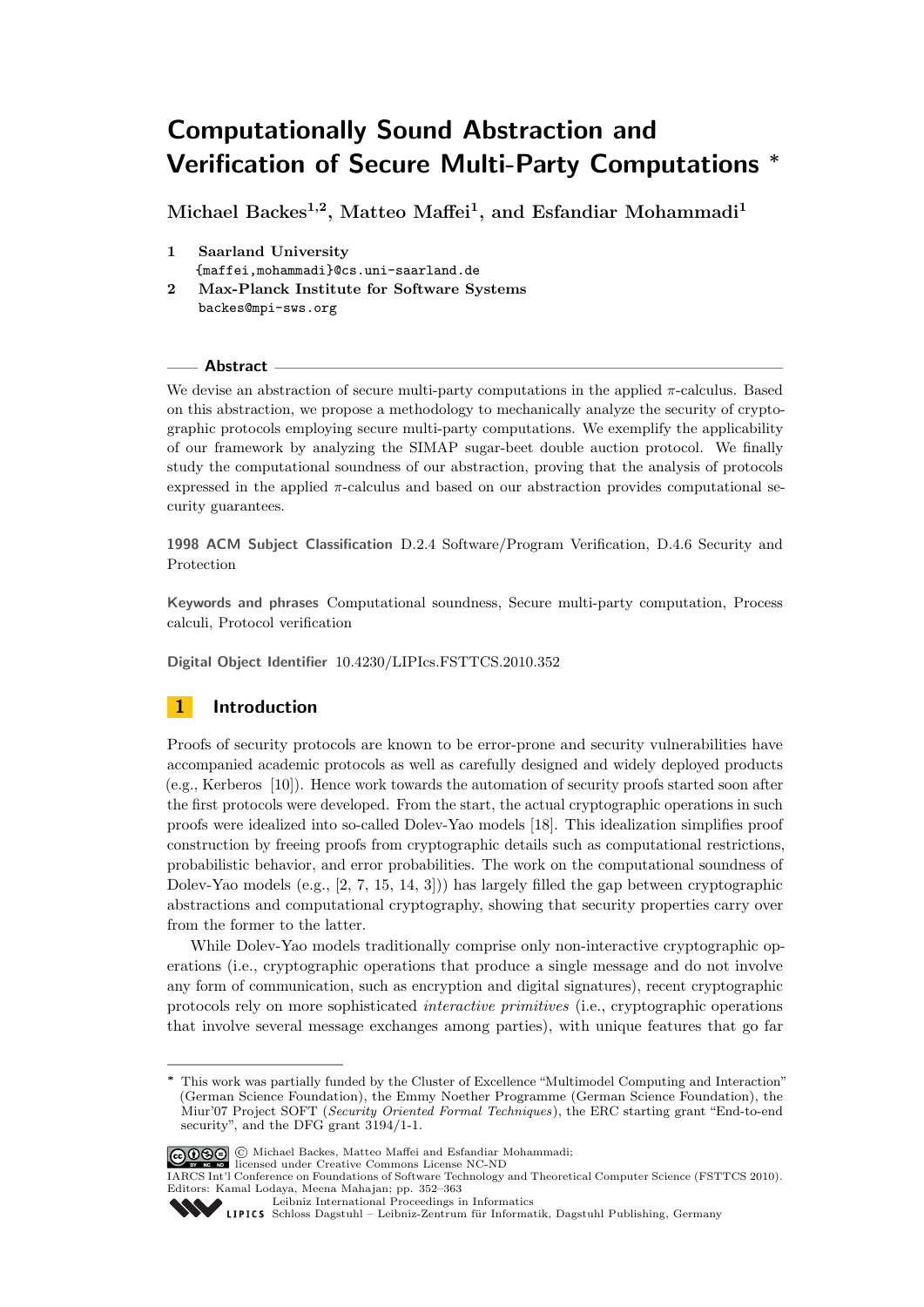# Computationally Sound Abstraction and Verification of Secure Multi-Party Computations *

**Michael Backes[1,2], Matteo Maffei[1], and Esfandiar Mohammadi[1]**

1 **Saarland University**
{maffei,mohammadi}@cs.uni-saarland.de

2 **Max-Planck Institute for Software Systems**
backes@mpi-sws.org

## Abstract

We devise an abstraction of secure multi-party computations in the applied $\pi$-calculus. Based on this abstraction, we propose a methodology to mechanically analyze the security of cryptographic protocols employing secure multi-party computations. We exemplify the applicability of our framework by analyzing the SIMAP sugar-beet double auction protocol. We finally study the computational soundness of our abstraction, proving that the analysis of protocols expressed in the applied $\pi$-calculus and based on our abstraction provides computational security guarantees.

**1998 ACM Subject Classification** D.2.4 Software/Program Verification, D.4.6 Security and Protection

**Keywords and phrases** Computational soundness, Secure multi-party computation, Process calculi, Protocol verification

**Digital Object Identifier** 10.4230/LIPIcs.FSTTCS.2010.352

## 1 Introduction

Proofs of security protocols are known to be error-prone and security vulnerabilities have accompanied academic protocols as well as carefully designed and widely deployed products (e.g., Kerberos [10]). Hence work towards the automation of security proofs started soon after the first protocols were developed. From the start, the actual cryptographic operations in such proofs were idealized into so-called Dolev-Yao models [18]. This idealization simplifies proof construction by freeing proofs from cryptographic details such as computational restrictions, probabilistic behavior, and error probabilities. The work on the computational soundness of Dolev-Yao models (e.g., [2, 7, 15, 14, 3])) has largely filled the gap between cryptographic abstractions and computational cryptography, showing that security properties carry over from the former to the latter.

While Dolev-Yao models traditionally comprise only non-interactive cryptographic operations (i.e., cryptographic operations that produce a single message and do not involve any form of communication, such as encryption and digital signatures), recent cryptographic protocols rely on more sophisticated *interactive primitives* (i.e., cryptographic operations that involve several message exchanges among parties), with unique features that go far

---

\* This work was partially funded by the Cluster of Excellence "Multimodel Computing and Interaction" (German Science Foundation), the Emmy Noether Programme (German Science Foundation), the Miur'07 Project SOFT (*Security Oriented Formal Techniques*), the ERC starting grant "End-to-end security", and the DFG grant 3194/1-1.

© Michael Backes, Matteo Maffei and Esfandiar Mohammadi; licensed under Creative Commons License NC-ND
IARCS Int'l Conference on Foundations of Software Technology and Theoretical Computer Science (FSTTCS 2010).
Editors: Kamal Lodaya, Meena Mahajan; pp. 352–363
Leibniz International Proceedings in Informatics
Schloss Dagstuhl – Leibniz-Zentrum für Informatik, Dagstuhl Publishing, Germany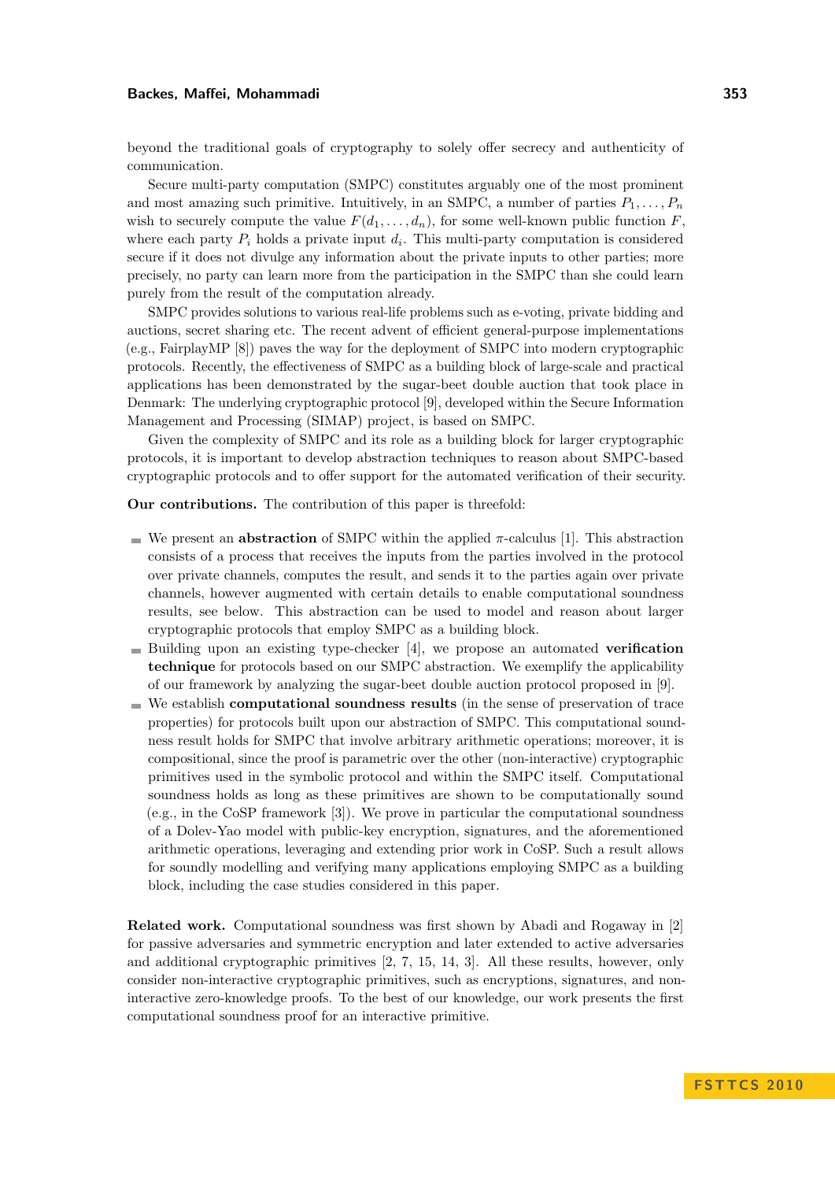beyond the traditional goals of cryptography to solely offer secrecy and authenticity of communication.

Secure multi-party computation (SMPC) constitutes arguably one of the most prominent and most amazing such primitive. Intuitively, in an SMPC, a number of parties $P_1, \ldots, P_n$ wish to securely compute the value $F(d_1, \ldots, d_n)$, for some well-known public function $F$, where each party $P_i$ holds a private input $d_i$. This multi-party computation is considered secure if it does not divulge any information about the private inputs to other parties; more precisely, no party can learn more from the participation in the SMPC than she could learn purely from the result of the computation already.

SMPC provides solutions to various real-life problems such as e-voting, private bidding and auctions, secret sharing etc. The recent advent of efficient general-purpose implementations (e.g., FairplayMP [8]) paves the way for the deployment of SMPC into modern cryptographic protocols. Recently, the effectiveness of SMPC as a building block of large-scale and practical applications has been demonstrated by the sugar-beet double auction that took place in Denmark: The underlying cryptographic protocol [9], developed within the Secure Information Management and Processing (SIMAP) project, is based on SMPC.

Given the complexity of SMPC and its role as a building block for larger cryptographic protocols, it is important to develop abstraction techniques to reason about SMPC-based cryptographic protocols and to offer support for the automated verification of their security.

**Our contributions.** The contribution of this paper is threefold:

- We present an **abstraction** of SMPC within the applied $\pi$-calculus [1]. This abstraction consists of a process that receives the inputs from the parties involved in the protocol over private channels, computes the result, and sends it to the parties again over private channels, however augmented with certain details to enable computational soundness results, see below. This abstraction can be used to model and reason about larger cryptographic protocols that employ SMPC as a building block.
- Building upon an existing type-checker [4], we propose an automated **verification technique** for protocols based on our SMPC abstraction. We exemplify the applicability of our framework by analyzing the sugar-beet double auction protocol proposed in [9].
- We establish **computational soundness results** (in the sense of preservation of trace properties) for protocols built upon our abstraction of SMPC. This computational soundness result holds for SMPC that involve arbitrary arithmetic operations; moreover, it is compositional, since the proof is parametric over the other (non-interactive) cryptographic primitives used in the symbolic protocol and within the SMPC itself. Computational soundness holds as long as these primitives are shown to be computationally sound (e.g., in the CoSP framework [3]). We prove in particular the computational soundness of a Dolev-Yao model with public-key encryption, signatures, and the aforementioned arithmetic operations, leveraging and extending prior work in CoSP. Such a result allows for soundly modelling and verifying many applications employing SMPC as a building block, including the case studies considered in this paper.

**Related work.** Computational soundness was first shown by Abadi and Rogaway in [2] for passive adversaries and symmetric encryption and later extended to active adversaries and additional cryptographic primitives [2, 7, 15, 14, 3]. All these results, however, only consider non-interactive cryptographic primitives, such as encryptions, signatures, and non-interactive zero-knowledge proofs. To the best of our knowledge, our work presents the first computational soundness proof for an interactive primitive.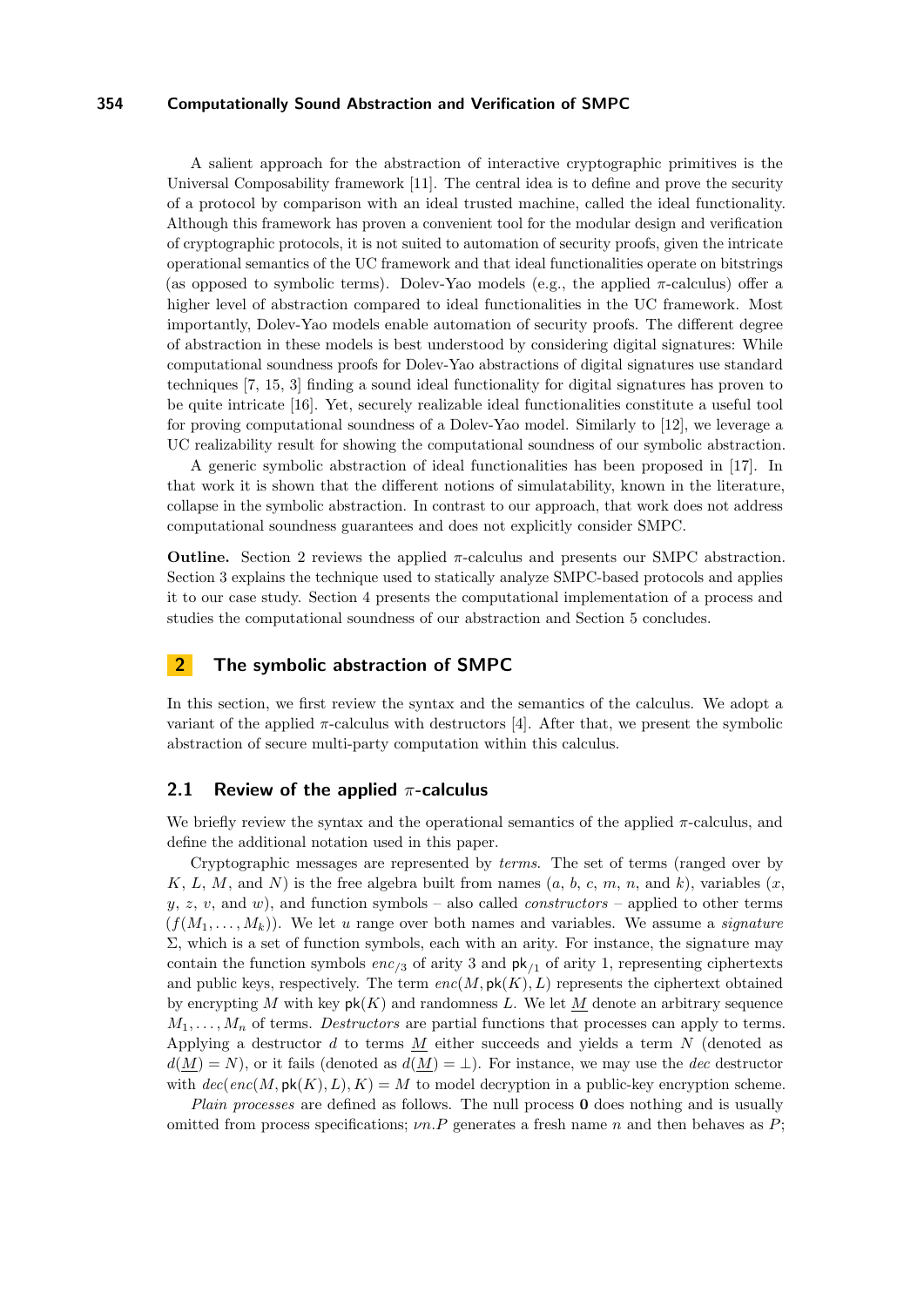A salient approach for the abstraction of interactive cryptographic primitives is the Universal Composability framework [11]. The central idea is to define and prove the security of a protocol by comparison with an ideal trusted machine, called the ideal functionality. Although this framework has proven a convenient tool for the modular design and verification of cryptographic protocols, it is not suited to automation of security proofs, given the intricate operational semantics of the UC framework and that ideal functionalities operate on bitstrings (as opposed to symbolic terms). Dolev-Yao models (e.g., the applied $\pi$-calculus) offer a higher level of abstraction compared to ideal functionalities in the UC framework. Most importantly, Dolev-Yao models enable automation of security proofs. The different degree of abstraction in these models is best understood by considering digital signatures: While computational soundness proofs for Dolev-Yao abstractions of digital signatures use standard techniques [7, 15, 3] finding a sound ideal functionality for digital signatures has proven to be quite intricate [16]. Yet, securely realizable ideal functionalities constitute a useful tool for proving computational soundness of a Dolev-Yao model. Similarly to [12], we leverage a UC realizability result for showing the computational soundness of our symbolic abstraction.

A generic symbolic abstraction of ideal functionalities has been proposed in [17]. In that work it is shown that the different notions of simulatability, known in the literature, collapse in the symbolic abstraction. In contrast to our approach, that work does not address computational soundness guarantees and does not explicitly consider SMPC.

**Outline.** Section 2 reviews the applied $\pi$-calculus and presents our SMPC abstraction. Section 3 explains the technique used to statically analyze SMPC-based protocols and applies it to our case study. Section 4 presents the computational implementation of a process and studies the computational soundness of our abstraction and Section 5 concludes.

## 2 The symbolic abstraction of SMPC

In this section, we first review the syntax and the semantics of the calculus. We adopt a variant of the applied $\pi$-calculus with destructors [4]. After that, we present the symbolic abstraction of secure multi-party computation within this calculus.

### 2.1 Review of the applied $\pi$-calculus

We briefly review the syntax and the operational semantics of the applied $\pi$-calculus, and define the additional notation used in this paper.

Cryptographic messages are represented by *terms*. The set of terms (ranged over by $K$, $L$, $M$, and $N$) is the free algebra built from names ($a$, $b$, $c$, $m$, $n$, and $k$), variables ($x$, $y$, $z$, $v$, and $w$), and function symbols – also called *constructors* – applied to other terms ($f(M_1, \ldots, M_k)$). We let $u$ range over both names and variables. We assume a *signature* $\Sigma$, which is a set of function symbols, each with an arity. For instance, the signature may contain the function symbols $enc_{/3}$ of arity 3 and $\mathsf{pk}_{/1}$ of arity 1, representing ciphertexts and public keys, respectively. The term $enc(M, \mathsf{pk}(K), L)$ represents the ciphertext obtained by encrypting $M$ with key $\mathsf{pk}(K)$ and randomness $L$. We let $\underline{M}$ denote an arbitrary sequence $M_1, \ldots, M_n$ of terms. *Destructors* are partial functions that processes can apply to terms. Applying a destructor $d$ to terms $\underline{M}$ either succeeds and yields a term $N$ (denoted as $d(\underline{M}) = N$), or it fails (denoted as $d(\underline{M}) = \bot$). For instance, we may use the *dec* destructor with $dec(enc(M, \mathsf{pk}(K), L), K) = M$ to model decryption in a public-key encryption scheme.

*Plain processes* are defined as follows. The null process $\mathbf{0}$ does nothing and is usually omitted from process specifications; $\nu n.P$ generates a fresh name $n$ and then behaves as $P$;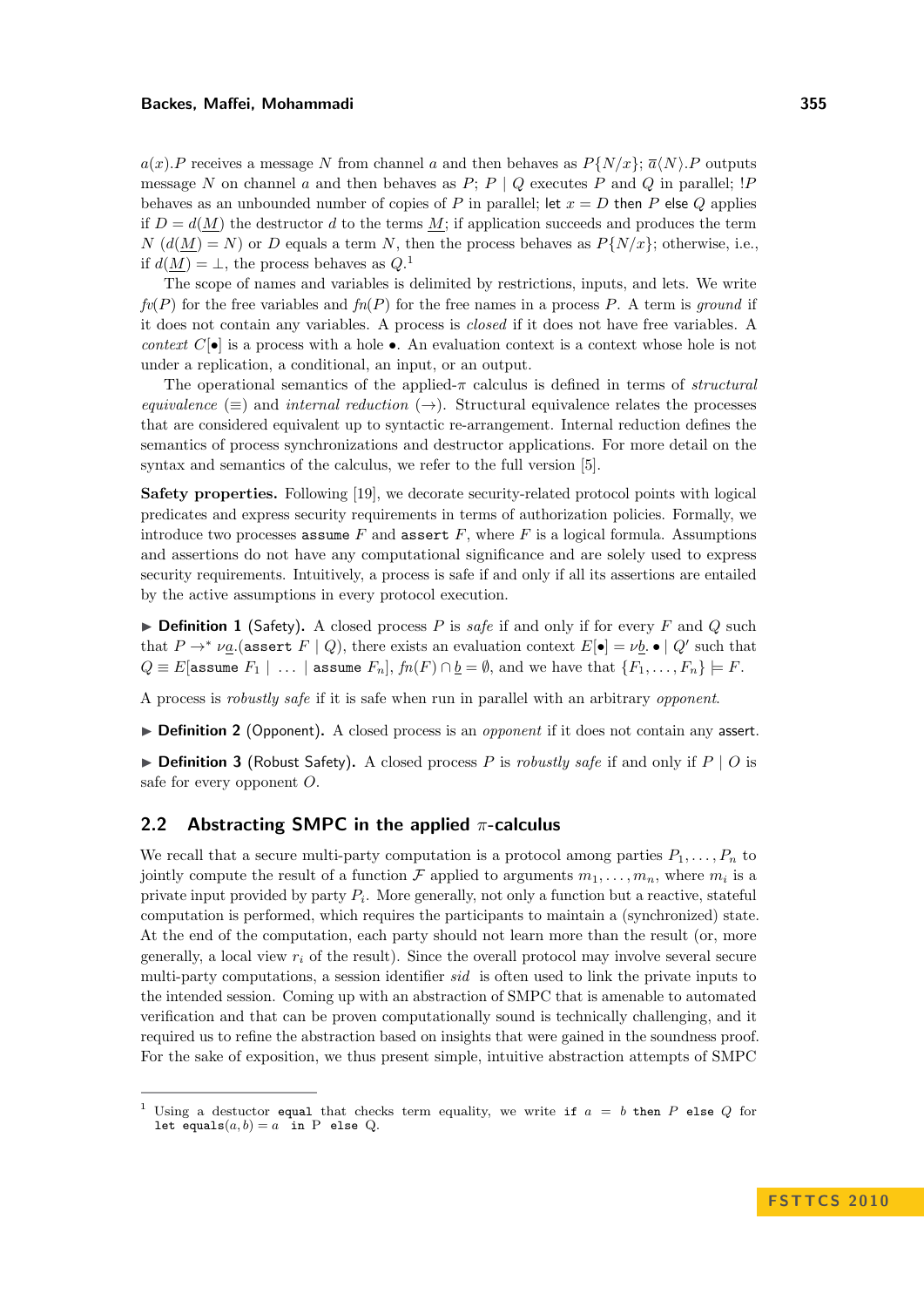$a(x).P$ receives a message $N$ from channel $a$ and then behaves as $P\{N/x\}$; $\overline{a}\langle N\rangle.P$ outputs message $N$ on channel $a$ and then behaves as $P$; $P \mid Q$ executes $P$ and $Q$ in parallel; $!P$ behaves as an unbounded number of copies of $P$ in parallel; let $x = D$ then $P$ else $Q$ applies if $D = d(\underline{M})$ the destructor $d$ to the terms $\underline{M}$; if application succeeds and produces the term $N$ ($d(\underline{M}) = N$) or $D$ equals a term $N$, then the process behaves as $P\{N/x\}$; otherwise, i.e., if $d(\underline{M}) = \bot$, the process behaves as $Q$.[1]

The scope of names and variables is delimited by restrictions, inputs, and lets. We write $fv(P)$ for the free variables and $fn(P)$ for the free names in a process $P$. A term is *ground* if it does not contain any variables. A process is *closed* if it does not have free variables. A *context* $C[\bullet]$ is a process with a hole $\bullet$. An evaluation context is a context whose hole is not under a replication, a conditional, an input, or an output.

The operational semantics of the applied-$\pi$ calculus is defined in terms of *structural equivalence* ($\equiv$) and *internal reduction* ($\rightarrow$). Structural equivalence relates the processes that are considered equivalent up to syntactic re-arrangement. Internal reduction defines the semantics of process synchronizations and destructor applications. For more detail on the syntax and semantics of the calculus, we refer to the full version [5].

**Safety properties.** Following [19], we decorate security-related protocol points with logical predicates and express security requirements in terms of authorization policies. Formally, we introduce two processes `assume` $F$ and `assert` $F$, where $F$ is a logical formula. Assumptions and assertions do not have any computational significance and are solely used to express security requirements. Intuitively, a process is safe if and only if all its assertions are entailed by the active assumptions in every protocol execution.

▶ **Definition 1** (Safety). A closed process $P$ is *safe* if and only if for every $F$ and $Q$ such that $P \rightarrow^* \nu\underline{a}.(\texttt{assert } F \mid Q)$, there exists an evaluation context $E[\bullet] = \nu\underline{b}.\bullet \mid Q'$ such that $Q \equiv E[\texttt{assume } F_1 \mid \ \ldots \ \mid \texttt{assume } F_n]$, $fn(F) \cap \underline{b} = \emptyset$, and we have that $\{F_1, \ldots, F_n\} \models F$.

A process is *robustly safe* if it is safe when run in parallel with an arbitrary *opponent*.

▶ **Definition 2** (Opponent). A closed process is an *opponent* if it does not contain any `assert`.

▶ **Definition 3** (Robust Safety). A closed process $P$ is *robustly safe* if and only if $P \mid O$ is safe for every opponent $O$.

## 2.2 Abstracting SMPC in the applied $\pi$-calculus

We recall that a secure multi-party computation is a protocol among parties $P_1, \ldots, P_n$ to jointly compute the result of a function $\mathcal{F}$ applied to arguments $m_1, \ldots, m_n$, where $m_i$ is a private input provided by party $P_i$. More generally, not only a function but a reactive, stateful computation is performed, which requires the participants to maintain a (synchronized) state. At the end of the computation, each party should not learn more than the result (or, more generally, a local view $r_i$ of the result). Since the overall protocol may involve several secure multi-party computations, a session identifier *sid* is often used to link the private inputs to the intended session. Coming up with an abstraction of SMPC that is amenable to automated verification and that can be proven computationally sound is technically challenging, and it required us to refine the abstraction based on insights that were gained in the soundness proof. For the sake of exposition, we thus present simple, intuitive abstraction attempts of SMPC

[1] Using a destuctor `equal` that checks term equality, we write `if` $a = b$ `then` $P$ `else` $Q$ for `let equals`$(a, b) = a$ `in P else Q`.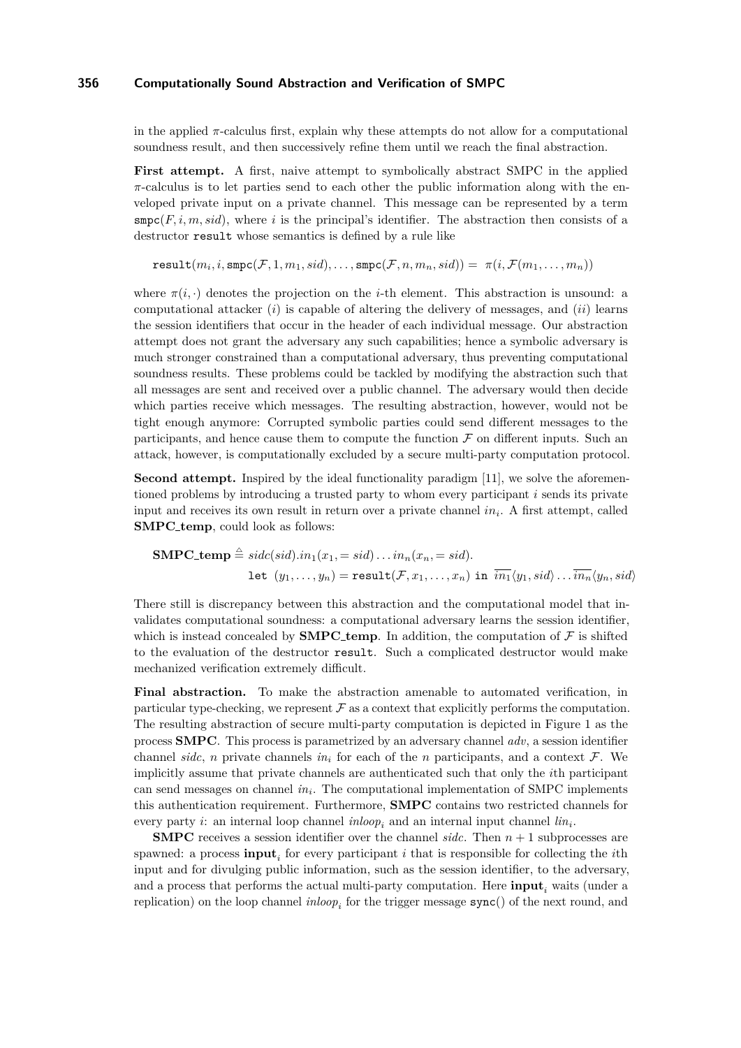in the applied $\pi$-calculus first, explain why these attempts do not allow for a computational soundness result, and then successively refine them until we reach the final abstraction.

**First attempt.** A first, naive attempt to symbolically abstract SMPC in the applied $\pi$-calculus is to let parties send to each other the public information along with the enveloped private input on a private channel. This message can be represented by a term $\mathtt{smpc}(F, i, m, sid)$, where $i$ is the principal's identifier. The abstraction then consists of a destructor $\mathtt{result}$ whose semantics is defined by a rule like

$$\mathtt{result}(m_i, i, \mathtt{smpc}(\mathcal{F}, 1, m_1, sid), \dots, \mathtt{smpc}(\mathcal{F}, n, m_n, sid)) = \ \pi(i, \mathcal{F}(m_1, \dots, m_n))$$

where $\pi(i, \cdot)$ denotes the projection on the $i$-th element. This abstraction is unsound: a computational attacker $(i)$ is capable of altering the delivery of messages, and $(ii)$ learns the session identifiers that occur in the header of each individual message. Our abstraction attempt does not grant the adversary any such capabilities; hence a symbolic adversary is much stronger constrained than a computational adversary, thus preventing computational soundness results. These problems could be tackled by modifying the abstraction such that all messages are sent and received over a public channel. The adversary would then decide which parties receive which messages. The resulting abstraction, however, would not be tight enough anymore: Corrupted symbolic parties could send different messages to the participants, and hence cause them to compute the function $\mathcal{F}$ on different inputs. Such an attack, however, is computationally excluded by a secure multi-party computation protocol.

**Second attempt.** Inspired by the ideal functionality paradigm [11], we solve the aforementioned problems by introducing a trusted party to whom every participant $i$ sends its private input and receives its own result in return over a private channel $in_i$. A first attempt, called **SMPC_temp**, could look as follows:

$$\begin{aligned}\mathbf{SMPC\_temp} \triangleq\ & sidc(sid).in_1(x_1, = sid) \dots in_n(x_n, = sid). \\ & \mathtt{let}\ (y_1, \dots, y_n) = \mathtt{result}(\mathcal{F}, x_1, \dots, x_n)\ \mathtt{in}\ \overline{in_1}\langle y_1, sid\rangle \dots \overline{in_n}\langle y_n, sid\rangle\end{aligned}$$

There still is discrepancy between this abstraction and the computational model that invalidates computational soundness: a computational adversary learns the session identifier, which is instead concealed by **SMPC_temp**. In addition, the computation of $\mathcal{F}$ is shifted to the evaluation of the destructor $\mathtt{result}$. Such a complicated destructor would make mechanized verification extremely difficult.

**Final abstraction.** To make the abstraction amenable to automated verification, in particular type-checking, we represent $\mathcal{F}$ as a context that explicitly performs the computation. The resulting abstraction of secure multi-party computation is depicted in Figure 1 as the process **SMPC**. This process is parametrized by an adversary channel $adv$, a session identifier channel $sidc$, $n$ private channels $in_i$ for each of the $n$ participants, and a context $\mathcal{F}$. We implicitly assume that private channels are authenticated such that only the $i$th participant can send messages on channel $in_i$. The computational implementation of SMPC implements this authentication requirement. Furthermore, **SMPC** contains two restricted channels for every party $i$: an internal loop channel $inloop_i$ and an internal input channel $lin_i$.

**SMPC** receives a session identifier over the channel $sidc$. Then $n+1$ subprocesses are spawned: a process $\mathbf{input}_i$ for every participant $i$ that is responsible for collecting the $i$th input and for divulging public information, such as the session identifier, to the adversary, and a process that performs the actual multi-party computation. Here $\mathbf{input}_i$ waits (under a replication) on the loop channel $inloop_i$ for the trigger message $\mathtt{sync}()$ of the next round, and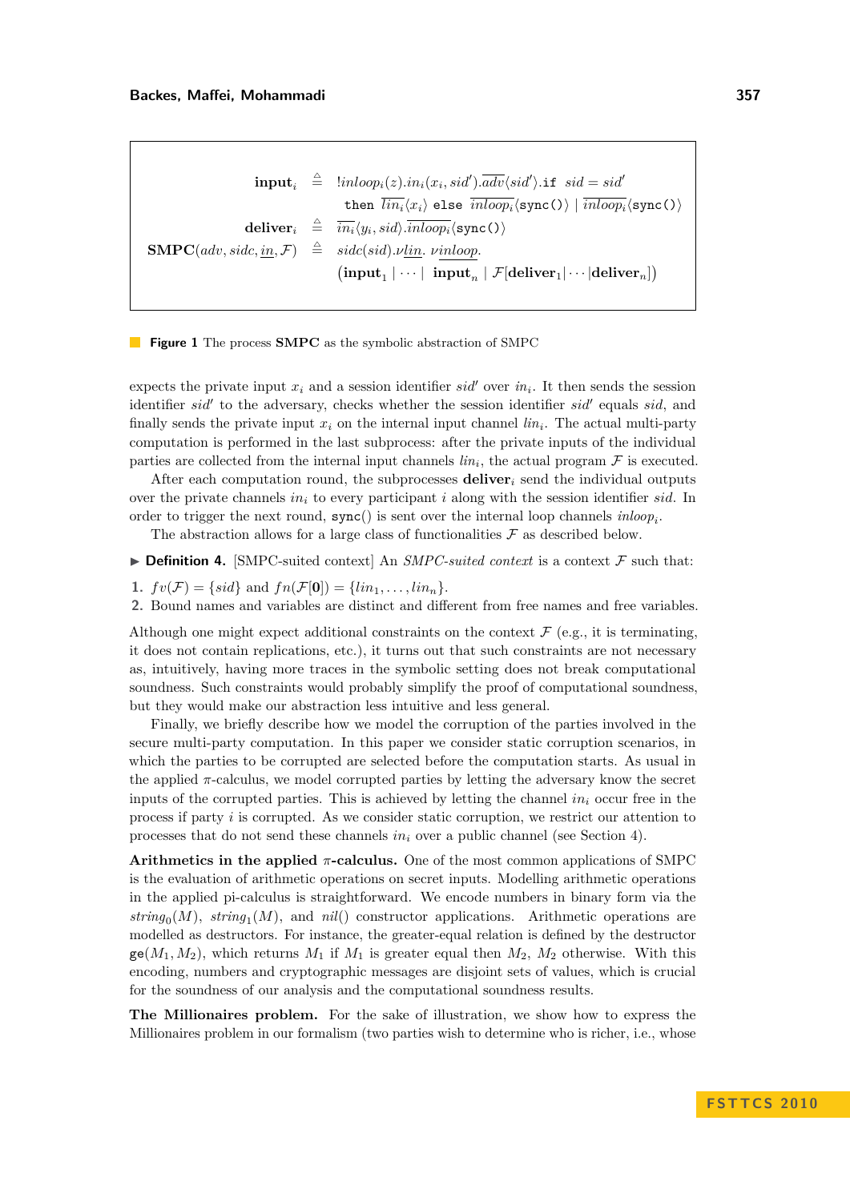$$
\begin{aligned}
\textbf{input}_i &\triangleq\ !\mathit{inloop}_i(z).\mathit{in}_i(x_i, \mathit{sid}').\overline{\mathit{adv}}\langle \mathit{sid}'\rangle.\texttt{if}\ \ \mathit{sid} = \mathit{sid}' \\
&\quad\ \texttt{then}\ \overline{\mathit{lin}_i}\langle x_i\rangle\ \texttt{else}\ \overline{\mathit{inloop}_i}\langle \texttt{sync()}\rangle \mid \overline{\mathit{inloop}_i}\langle \texttt{sync()}\rangle \\
\textbf{deliver}_i &\triangleq\ \overline{\mathit{in}_i}\langle y_i, \mathit{sid}\rangle.\overline{\mathit{inloop}_i}\langle \texttt{sync()}\rangle \\
\textbf{SMPC}(\mathit{adv}, \mathit{sidc}, \underline{\mathit{in}}, \mathcal{F}) &\triangleq\ \mathit{sidc}(\mathit{sid}).\nu\underline{\mathit{lin}}.\ \nu\underline{\mathit{inloop}}. \\
&\quad\ \left(\textbf{input}_1 \mid \cdots \mid\ \textbf{input}_n \mid \mathcal{F}[\textbf{deliver}_1|\cdots|\textbf{deliver}_n]\right)
\end{aligned}
$$

**Figure 1** The process **SMPC** as the symbolic abstraction of SMPC

expects the private input $x_i$ and a session identifier $\mathit{sid}'$ over $\mathit{in}_i$. It then sends the session identifier $\mathit{sid}'$ to the adversary, checks whether the session identifier $\mathit{sid}'$ equals $\mathit{sid}$, and finally sends the private input $x_i$ on the internal input channel $\mathit{lin}_i$. The actual multi-party computation is performed in the last subprocess: after the private inputs of the individual parties are collected from the internal input channels $\mathit{lin}_i$, the actual program $\mathcal{F}$ is executed.

After each computation round, the subprocesses $\textbf{deliver}_i$ send the individual outputs over the private channels $\mathit{in}_i$ to every participant $i$ along with the session identifier $\mathit{sid}$. In order to trigger the next round, `sync()` is sent over the internal loop channels $\mathit{inloop}_i$.

The abstraction allows for a large class of functionalities $\mathcal{F}$ as described below.

▶ **Definition 4.** [SMPC-suited context] An *SMPC-suited context* is a context $\mathcal{F}$ such that:

1. $fv(\mathcal{F}) = \{\mathit{sid}\}$ and $fn(\mathcal{F}[\mathbf{0}]) = \{\mathit{lin}_1, \ldots, \mathit{lin}_n\}$.
2. Bound names and variables are distinct and different from free names and free variables.

Although one might expect additional constraints on the context $\mathcal{F}$ (e.g., it is terminating, it does not contain replications, etc.), it turns out that such constraints are not necessary as, intuitively, having more traces in the symbolic setting does not break computational soundness. Such constraints would probably simplify the proof of computational soundness, but they would make our abstraction less intuitive and less general.

Finally, we briefly describe how we model the corruption of the parties involved in the secure multi-party computation. In this paper we consider static corruption scenarios, in which the parties to be corrupted are selected before the computation starts. As usual in the applied $\pi$-calculus, we model corrupted parties by letting the adversary know the secret inputs of the corrupted parties. This is achieved by letting the channel $\mathit{in}_i$ occur free in the process if party $i$ is corrupted. As we consider static corruption, we restrict our attention to processes that do not send these channels $\mathit{in}_i$ over a public channel (see Section 4).

**Arithmetics in the applied $\pi$-calculus.** One of the most common applications of SMPC is the evaluation of arithmetic operations on secret inputs. Modelling arithmetic operations in the applied pi-calculus is straightforward. We encode numbers in binary form via the $\mathit{string}_0(M)$, $\mathit{string}_1(M)$, and $\mathit{nil}()$ constructor applications. Arithmetic operations are modelled as destructors. For instance, the greater-equal relation is defined by the destructor $\texttt{ge}(M_1, M_2)$, which returns $M_1$ if $M_1$ is greater equal then $M_2$, $M_2$ otherwise. With this encoding, numbers and cryptographic messages are disjoint sets of values, which is crucial for the soundness of our analysis and the computational soundness results.

**The Millionaires problem.** For the sake of illustration, we show how to express the Millionaires problem in our formalism (two parties wish to determine who is richer, i.e., whose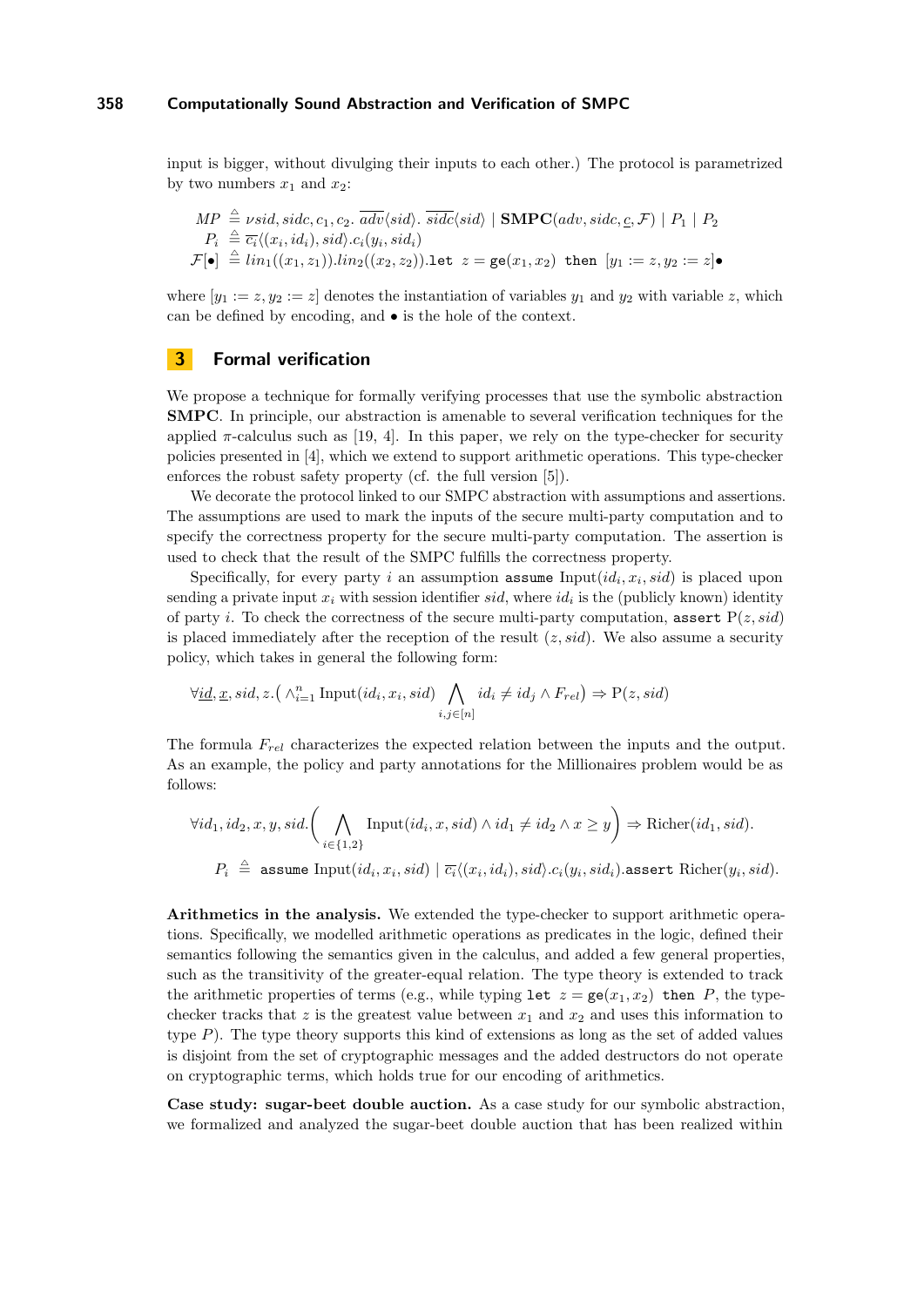input is bigger, without divulging their inputs to each other.) The protocol is parametrized by two numbers $x_1$ and $x_2$:

$$
\begin{aligned}
MP &\triangleq \nu sid, sidc, c_1, c_2.\ \overline{adv}\langle sid\rangle.\ \overline{sidc}\langle sid\rangle \mid \mathbf{SMPC}(adv, sidc, \underline{c}, \mathcal{F}) \mid P_1 \mid P_2 \\
P_i &\triangleq \overline{c_i}\langle (x_i, id_i), sid\rangle.c_i(y_i, sid_i) \\
\mathcal{F}[\bullet] &\triangleq lin_1((x_1, z_1)).lin_2((x_2, z_2)).\texttt{let}\ \ z = \texttt{ge}(x_1, x_2)\ \ \texttt{then}\ \ [y_1 := z, y_2 := z]\bullet
\end{aligned}
$$

where $[y_1 := z, y_2 := z]$ denotes the instantiation of variables $y_1$ and $y_2$ with variable $z$, which can be defined by encoding, and $\bullet$ is the hole of the context.

## 3 Formal verification

We propose a technique for formally verifying processes that use the symbolic abstraction **SMPC**. In principle, our abstraction is amenable to several verification techniques for the applied $\pi$-calculus such as [19, 4]. In this paper, we rely on the type-checker for security policies presented in [4], which we extend to support arithmetic operations. This type-checker enforces the robust safety property (cf. the full version [5]).

We decorate the protocol linked to our SMPC abstraction with assumptions and assertions. The assumptions are used to mark the inputs of the secure multi-party computation and to specify the correctness property for the secure multi-party computation. The assertion is used to check that the result of the SMPC fulfills the correctness property.

Specifically, for every party $i$ an assumption `assume` $\text{Input}(id_i, x_i, sid)$ is placed upon sending a private input $x_i$ with session identifier $sid$, where $id_i$ is the (publicly known) identity of party $i$. To check the correctness of the secure multi-party computation, `assert` $\text{P}(z, sid)$ is placed immediately after the reception of the result $(z, sid)$. We also assume a security policy, which takes in general the following form:

$$
\forall \underline{id}, \underline{x}, sid, z.\big( \wedge_{i=1}^{n} \text{Input}(id_i, x_i, sid) \bigwedge_{i,j \in [n]} id_i \neq id_j \wedge F_{rel}\big) \Rightarrow \text{P}(z, sid)
$$

The formula $F_{rel}$ characterizes the expected relation between the inputs and the output. As an example, the policy and party annotations for the Millionaires problem would be as follows:

$$
\forall id_1, id_2, x, y, sid.\left( \bigwedge_{i \in \{1,2\}} \text{Input}(id_i, x, sid) \wedge id_1 \neq id_2 \wedge x \geq y \right) \Rightarrow \text{Richer}(id_1, sid).
$$

$$
P_i \triangleq \texttt{assume}\ \text{Input}(id_i, x_i, sid) \mid \overline{c_i}\langle (x_i, id_i), sid\rangle.c_i(y_i, sid_i).\texttt{assert}\ \text{Richer}(y_i, sid).
$$

**Arithmetics in the analysis.** We extended the type-checker to support arithmetic operations. Specifically, we modelled arithmetic operations as predicates in the logic, defined their semantics following the semantics given in the calculus, and added a few general properties, such as the transitivity of the greater-equal relation. The type theory is extended to track the arithmetic properties of terms (e.g., while typing `let` $z = \texttt{ge}(x_1, x_2)$ `then` $P$, the type-checker tracks that $z$ is the greatest value between $x_1$ and $x_2$ and uses this information to type $P$). The type theory supports this kind of extensions as long as the set of added values is disjoint from the set of cryptographic messages and the added destructors do not operate on cryptographic terms, which holds true for our encoding of arithmetics.

**Case study: sugar-beet double auction.** As a case study for our symbolic abstraction, we formalized and analyzed the sugar-beet double auction that has been realized within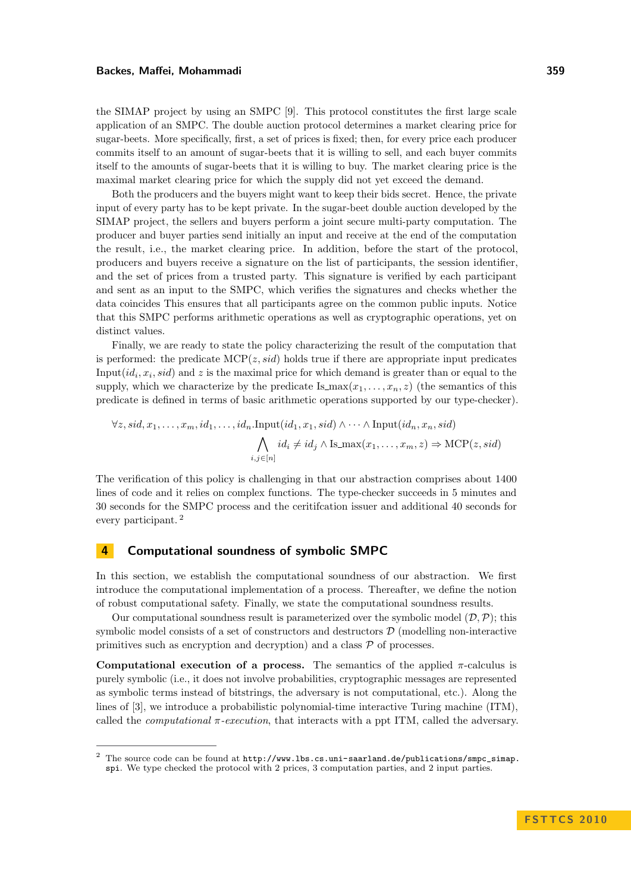the SIMAP project by using an SMPC [9]. This protocol constitutes the first large scale application of an SMPC. The double auction protocol determines a market clearing price for sugar-beets. More specifically, first, a set of prices is fixed; then, for every price each producer commits itself to an amount of sugar-beets that it is willing to sell, and each buyer commits itself to the amounts of sugar-beets that it is willing to buy. The market clearing price is the maximal market clearing price for which the supply did not yet exceed the demand.

Both the producers and the buyers might want to keep their bids secret. Hence, the private input of every party has to be kept private. In the sugar-beet double auction developed by the SIMAP project, the sellers and buyers perform a joint secure multi-party computation. The producer and buyer parties send initially an input and receive at the end of the computation the result, i.e., the market clearing price. In addition, before the start of the protocol, producers and buyers receive a signature on the list of participants, the session identifier, and the set of prices from a trusted party. This signature is verified by each participant and sent as an input to the SMPC, which verifies the signatures and checks whether the data coincides This ensures that all participants agree on the common public inputs. Notice that this SMPC performs arithmetic operations as well as cryptographic operations, yet on distinct values.

Finally, we are ready to state the policy characterizing the result of the computation that is performed: the predicate $\mathrm{MCP}(z, sid)$ holds true if there are appropriate input predicates $\mathrm{Input}(id_i, x_i, sid)$ and $z$ is the maximal price for which demand is greater than or equal to the supply, which we characterize by the predicate $\mathrm{Is\_max}(x_1, \ldots, x_n, z)$ (the semantics of this predicate is defined in terms of basic arithmetic operations supported by our type-checker).

$$\forall z, sid, x_1, \ldots, x_m, id_1, \ldots, id_n. \mathrm{Input}(id_1, x_1, sid) \wedge \cdots \wedge \mathrm{Input}(id_n, x_n, sid)$$
$$\bigwedge_{i,j \in [n]} id_i \neq id_j \wedge \mathrm{Is\_max}(x_1, \ldots, x_m, z) \Rightarrow \mathrm{MCP}(z, sid)$$

The verification of this policy is challenging in that our abstraction comprises about 1400 lines of code and it relies on complex functions. The type-checker succeeds in 5 minutes and 30 seconds for the SMPC process and the ceritifcation issuer and additional 40 seconds for every participant. [2]

## 4 Computational soundness of symbolic SMPC

In this section, we establish the computational soundness of our abstraction. We first introduce the computational implementation of a process. Thereafter, we define the notion of robust computational safety. Finally, we state the computational soundness results.

Our computational soundness result is parameterized over the symbolic model $(\mathcal{D}, \mathcal{P})$; this symbolic model consists of a set of constructors and destructors $\mathcal{D}$ (modelling non-interactive primitives such as encryption and decryption) and a class $\mathcal{P}$ of processes.

**Computational execution of a process.** The semantics of the applied $\pi$-calculus is purely symbolic (i.e., it does not involve probabilities, cryptographic messages are represented as symbolic terms instead of bitstrings, the adversary is not computational, etc.). Along the lines of [3], we introduce a probabilistic polynomial-time interactive Turing machine (ITM), called the *computational $\pi$-execution*, that interacts with a ppt ITM, called the adversary.

[2] The source code can be found at `http://www.lbs.cs.uni-saarland.de/publications/smpc_simap.spi`. We type checked the protocol with 2 prices, 3 computation parties, and 2 input parties.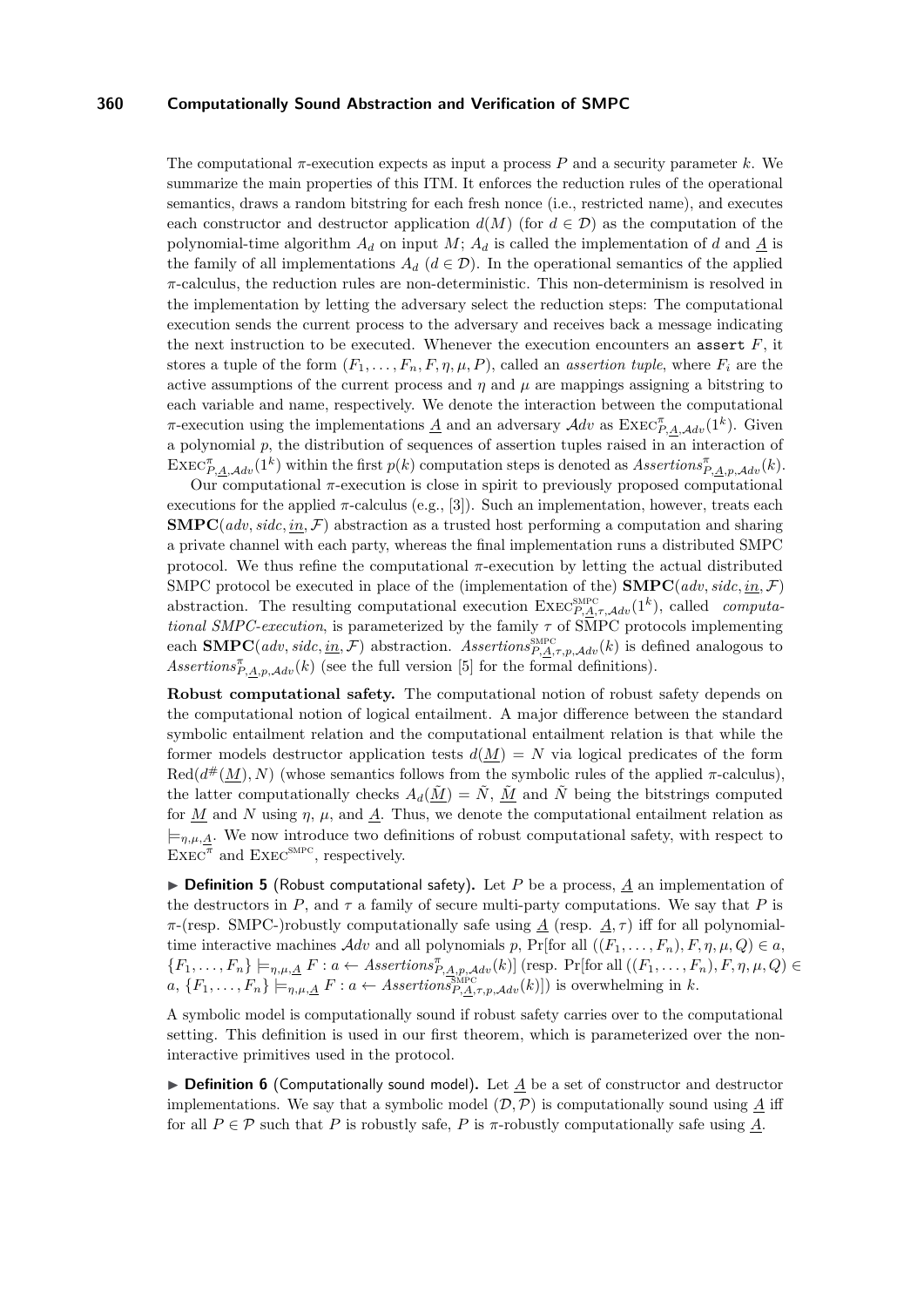The computational $\pi$-execution expects as input a process $P$ and a security parameter $k$. We summarize the main properties of this ITM. It enforces the reduction rules of the operational semantics, draws a random bitstring for each fresh nonce (i.e., restricted name), and executes each constructor and destructor application $d(M)$ (for $d \in \mathcal{D}$) as the computation of the polynomial-time algorithm $A_d$ on input $M$; $A_d$ is called the implementation of $d$ and $\underline{A}$ is the family of all implementations $A_d$ ($d \in \mathcal{D}$). In the operational semantics of the applied $\pi$-calculus, the reduction rules are non-deterministic. This non-determinism is resolved in the implementation by letting the adversary select the reduction steps: The computational execution sends the current process to the adversary and receives back a message indicating the next instruction to be executed. Whenever the execution encounters an `assert` $F$, it stores a tuple of the form $(F_1, \ldots, F_n, F, \eta, \mu, P)$, called an *assertion tuple*, where $F_i$ are the active assumptions of the current process and $\eta$ and $\mu$ are mappings assigning a bitstring to each variable and name, respectively. We denote the interaction between the computational $\pi$-execution using the implementations $\underline{A}$ and an adversary $\mathcal{A}dv$ as $\text{EXEC}^{\pi}_{P,\underline{A},\mathcal{A}dv}(1^k)$. Given a polynomial $p$, the distribution of sequences of assertion tuples raised in an interaction of $\text{EXEC}^{\pi}_{P,\underline{A},\mathcal{A}dv}(1^k)$ within the first $p(k)$ computation steps is denoted as $\mathit{Assertions}^{\pi}_{P,\underline{A},p,\mathcal{A}dv}(k)$.

Our computational $\pi$-execution is close in spirit to previously proposed computational executions for the applied $\pi$-calculus (e.g., [3]). Such an implementation, however, treats each $\mathbf{SMPC}(adv, sidc, \underline{in}, \mathcal{F})$ abstraction as a trusted host performing a computation and sharing a private channel with each party, whereas the final implementation runs a distributed SMPC protocol. We thus refine the computational $\pi$-execution by letting the actual distributed SMPC protocol be executed in place of the (implementation of the) $\mathbf{SMPC}(adv, sidc, \underline{in}, \mathcal{F})$ abstraction. The resulting computational execution $\text{EXEC}^{\text{SMPC}}_{P,\underline{A},\tau,\mathcal{A}dv}(1^k)$, called *computational SMPC-execution*, is parameterized by the family $\tau$ of SMPC protocols implementing each $\mathbf{SMPC}(adv, sidc, \underline{in}, \mathcal{F})$ abstraction. $\mathit{Assertions}^{\text{SMPC}}_{P,\underline{A},\tau,p,\mathcal{A}dv}(k)$ is defined analogous to $\mathit{Assertions}^{\pi}_{P,\underline{A},p,\mathcal{A}dv}(k)$ (see the full version [5] for the formal definitions).

**Robust computational safety.** The computational notion of robust safety depends on the computational notion of logical entailment. A major difference between the standard symbolic entailment relation and the computational entailment relation is that while the former models destructor application tests $d(\underline{M}) = N$ via logical predicates of the form $\text{Red}(d^{\#}(\underline{M}), N)$ (whose semantics follows from the symbolic rules of the applied $\pi$-calculus), the latter computationally checks $A_d(\underline{\tilde{M}}) = \tilde{N}$, $\underline{\tilde{M}}$ and $\tilde{N}$ being the bitstrings computed for $\underline{M}$ and $N$ using $\eta$, $\mu$, and $\underline{A}$. Thus, we denote the computational entailment relation as $\models_{\eta,\mu,\underline{A}}$. We now introduce two definitions of robust computational safety, with respect to $\text{EXEC}^{\pi}$ and $\text{EXEC}^{\text{SMPC}}$, respectively.

▶ **Definition 5** (Robust computational safety). Let $P$ be a process, $\underline{A}$ an implementation of the destructors in $P$, and $\tau$ a family of secure multi-party computations. We say that $P$ is $\pi$-(resp. SMPC-)robustly computationally safe using $\underline{A}$ (resp. $\underline{A}, \tau$) iff for all polynomial-time interactive machines $\mathcal{A}dv$ and all polynomials $p$, $\Pr[\text{for all } ((F_1, \ldots, F_n), F, \eta, \mu, Q) \in a, \{F_1, \ldots, F_n\} \models_{\eta,\mu,\underline{A}} F : a \leftarrow \mathit{Assertions}^{\pi}_{P,\underline{A},p,\mathcal{A}dv}(k)]$ (resp. $\Pr[\text{for all } ((F_1, \ldots, F_n), F, \eta, \mu, Q) \in a, \{F_1, \ldots, F_n\} \models_{\eta,\mu,\underline{A}} F : a \leftarrow \mathit{Assertions}^{\text{SMPC}}_{P,\underline{A},\tau,p,\mathcal{A}dv}(k)]$) is overwhelming in $k$.

A symbolic model is computationally sound if robust safety carries over to the computational setting. This definition is used in our first theorem, which is parameterized over the non-interactive primitives used in the protocol.

▶ **Definition 6** (Computationally sound model). Let $\underline{A}$ be a set of constructor and destructor implementations. We say that a symbolic model $(\mathcal{D}, \mathcal{P})$ is computationally sound using $\underline{A}$ iff for all $P \in \mathcal{P}$ such that $P$ is robustly safe, $P$ is $\pi$-robustly computationally safe using $\underline{A}$.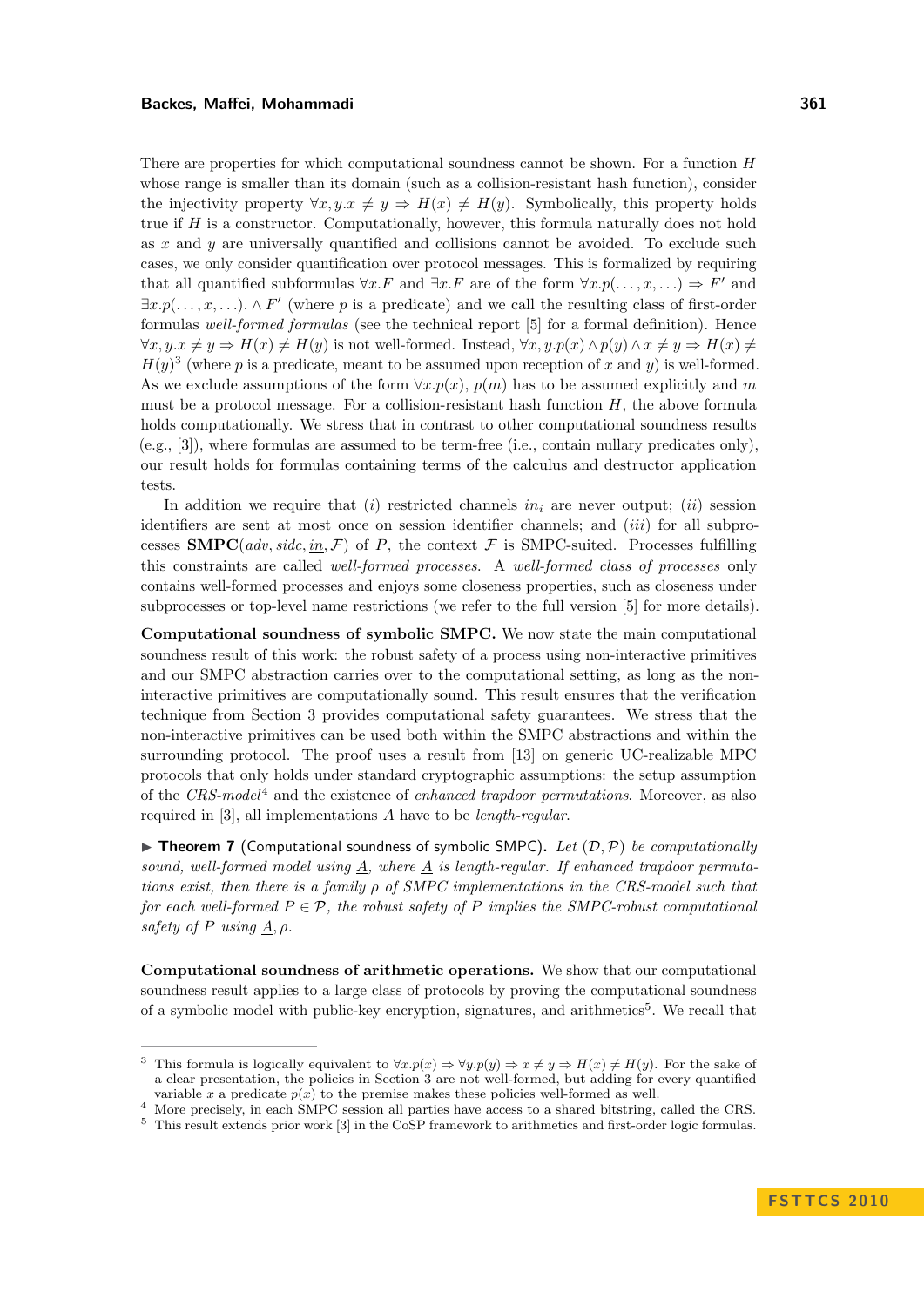There are properties for which computational soundness cannot be shown. For a function $H$ whose range is smaller than its domain (such as a collision-resistant hash function), consider the injectivity property $\forall x, y. x \neq y \Rightarrow H(x) \neq H(y)$. Symbolically, this property holds true if $H$ is a constructor. Computationally, however, this formula naturally does not hold as $x$ and $y$ are universally quantified and collisions cannot be avoided. To exclude such cases, we only consider quantification over protocol messages. This is formalized by requiring that all quantified subformulas $\forall x.F$ and $\exists x.F$ are of the form $\forall x.p(\ldots, x, \ldots) \Rightarrow F'$ and $\exists x.p(\ldots, x, \ldots). \wedge F'$ (where $p$ is a predicate) and we call the resulting class of first-order formulas *well-formed formulas* (see the technical report [5] for a formal definition). Hence $\forall x, y. x \neq y \Rightarrow H(x) \neq H(y)$ is not well-formed. Instead, $\forall x, y. p(x) \wedge p(y) \wedge x \neq y \Rightarrow H(x) \neq H(y)$[3] (where $p$ is a predicate, meant to be assumed upon reception of $x$ and $y$) is well-formed. As we exclude assumptions of the form $\forall x.p(x)$, $p(m)$ has to be assumed explicitly and $m$ must be a protocol message. For a collision-resistant hash function $H$, the above formula holds computationally. We stress that in contrast to other computational soundness results (e.g., [3]), where formulas are assumed to be term-free (i.e., contain nullary predicates only), our result holds for formulas containing terms of the calculus and destructor application tests.

In addition we require that $(i)$ restricted channels $in_i$ are never output; $(ii)$ session identifiers are sent at most once on session identifier channels; and $(iii)$ for all subprocesses $\mathbf{SMPC}(adv, sidc, \underline{in}, \mathcal{F})$ of $P$, the context $\mathcal{F}$ is SMPC-suited. Processes fulfilling this constraints are called *well-formed processes*. A *well-formed class of processes* only contains well-formed processes and enjoys some closeness properties, such as closeness under subprocesses or top-level name restrictions (we refer to the full version [5] for more details).

**Computational soundness of symbolic SMPC.** We now state the main computational soundness result of this work: the robust safety of a process using non-interactive primitives and our SMPC abstraction carries over to the computational setting, as long as the non-interactive primitives are computationally sound. This result ensures that the verification technique from Section 3 provides computational safety guarantees. We stress that the non-interactive primitives can be used both within the SMPC abstractions and within the surrounding protocol. The proof uses a result from [13] on generic UC-realizable MPC protocols that only holds under standard cryptographic assumptions: the setup assumption of the *CRS-model*[4] and the existence of *enhanced trapdoor permutations*. Moreover, as also required in [3], all implementations $\underline{A}$ have to be *length-regular*.

▶ **Theorem 7** (Computational soundness of symbolic SMPC). *Let $(\mathcal{D}, \mathcal{P})$ be computationally sound, well-formed model using $\underline{A}$, where $\underline{A}$ is length-regular. If enhanced trapdoor permutations exist, then there is a family $\rho$ of SMPC implementations in the CRS-model such that for each well-formed $P \in \mathcal{P}$, the robust safety of $P$ implies the SMPC-robust computational safety of $P$ using $\underline{A}, \rho$.*

**Computational soundness of arithmetic operations.** We show that our computational soundness result applies to a large class of protocols by proving the computational soundness of a symbolic model with public-key encryption, signatures, and arithmetics[5]. We recall that

---

[3] This formula is logically equivalent to $\forall x.p(x) \Rightarrow \forall y.p(y) \Rightarrow x \neq y \Rightarrow H(x) \neq H(y)$. For the sake of a clear presentation, the policies in Section 3 are not well-formed, but adding for every quantified variable $x$ a predicate $p(x)$ to the premise makes these policies well-formed as well.

[4] More precisely, in each SMPC session all parties have access to a shared bitstring, called the CRS.

[5] This result extends prior work [3] in the CoSP framework to arithmetics and first-order logic formulas.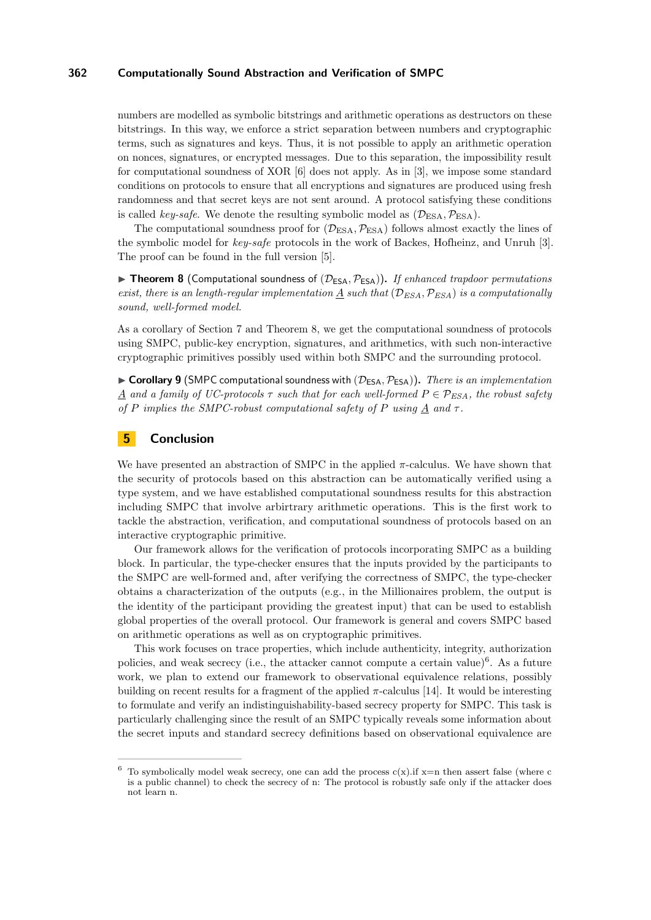numbers are modelled as symbolic bitstrings and arithmetic operations as destructors on these bitstrings. In this way, we enforce a strict separation between numbers and cryptographic terms, such as signatures and keys. Thus, it is not possible to apply an arithmetic operation on nonces, signatures, or encrypted messages. Due to this separation, the impossibility result for computational soundness of XOR [6] does not apply. As in [3], we impose some standard conditions on protocols to ensure that all encryptions and signatures are produced using fresh randomness and that secret keys are not sent around. A protocol satisfying these conditions is called *key-safe*. We denote the resulting symbolic model as $(\mathcal{D}_{\mathrm{ESA}}, \mathcal{P}_{\mathrm{ESA}})$.

The computational soundness proof for $(\mathcal{D}_{\mathrm{ESA}}, \mathcal{P}_{\mathrm{ESA}})$ follows almost exactly the lines of the symbolic model for *key-safe* protocols in the work of Backes, Hofheinz, and Unruh [3]. The proof can be found in the full version [5].

▶ **Theorem 8** (Computational soundness of $(\mathcal{D}_{\mathsf{ESA}}, \mathcal{P}_{\mathsf{ESA}})$)**.** *If enhanced trapdoor permutations exist, there is an length-regular implementation $\underline{A}$ such that $(\mathcal{D}_{ESA}, \mathcal{P}_{ESA})$ is a computationally sound, well-formed model.*

As a corollary of Section 7 and Theorem 8, we get the computational soundness of protocols using SMPC, public-key encryption, signatures, and arithmetics, with such non-interactive cryptographic primitives possibly used within both SMPC and the surrounding protocol.

▶ **Corollary 9** (SMPC computational soundness with $(\mathcal{D}_{\mathsf{ESA}}, \mathcal{P}_{\mathsf{ESA}})$)**.** *There is an implementation $\underline{A}$ and a family of UC-protocols $\tau$ such that for each well-formed $P \in \mathcal{P}_{ESA}$, the robust safety of $P$ implies the SMPC-robust computational safety of $P$ using $\underline{A}$ and $\tau$.*

## 5 Conclusion

We have presented an abstraction of SMPC in the applied $\pi$-calculus. We have shown that the security of protocols based on this abstraction can be automatically verified using a type system, and we have established computational soundness results for this abstraction including SMPC that involve arbitrary arithmetic operations. This is the first work to tackle the abstraction, verification, and computational soundness of protocols based on an interactive cryptographic primitive.

Our framework allows for the verification of protocols incorporating SMPC as a building block. In particular, the type-checker ensures that the inputs provided by the participants to the SMPC are well-formed and, after verifying the correctness of SMPC, the type-checker obtains a characterization of the outputs (e.g., in the Millionaires problem, the output is the identity of the participant providing the greatest input) that can be used to establish global properties of the overall protocol. Our framework is general and covers SMPC based on arithmetic operations as well as on cryptographic primitives.

This work focuses on trace properties, which include authenticity, integrity, authorization policies, and weak secrecy (i.e., the attacker cannot compute a certain value)[6]. As a future work, we plan to extend our framework to observational equivalence relations, possibly building on recent results for a fragment of the applied $\pi$-calculus [14]. It would be interesting to formulate and verify an indistinguishability-based secrecy property for SMPC. This task is particularly challenging since the result of an SMPC typically reveals some information about the secret inputs and standard secrecy definitions based on observational equivalence are

---

[6] To symbolically model weak secrecy, one can add the process c(x).if x=n then assert false (where c is a public channel) to check the secrecy of n: The protocol is robustly safe only if the attacker does not learn n.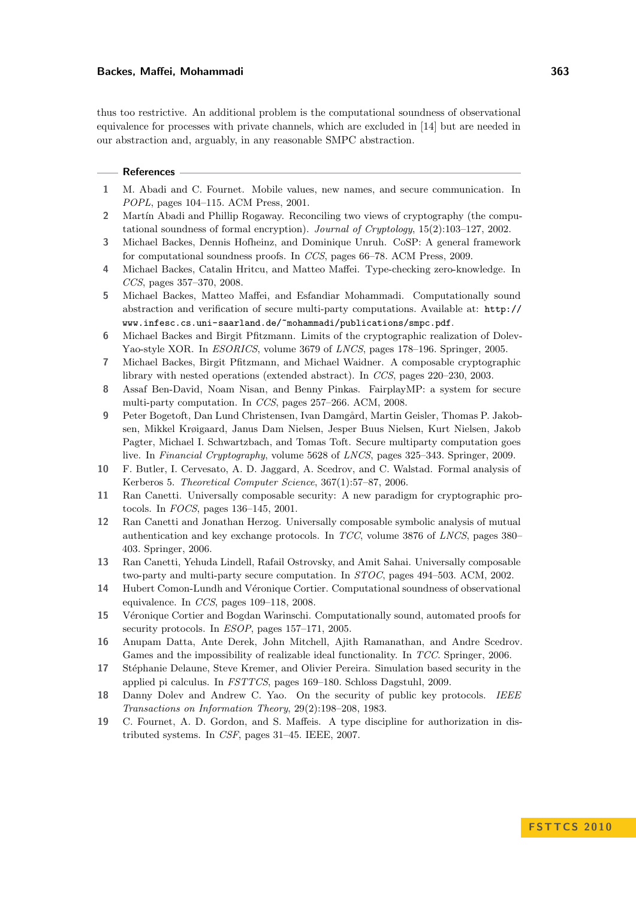thus too restrictive. An additional problem is the computational soundness of observational equivalence for processes with private channels, which are excluded in [14] but are needed in our abstraction and, arguably, in any reasonable SMPC abstraction.

## References

1. M. Abadi and C. Fournet. Mobile values, new names, and secure communication. In *POPL*, pages 104–115. ACM Press, 2001.
2. Martín Abadi and Phillip Rogaway. Reconciling two views of cryptography (the computational soundness of formal encryption). *Journal of Cryptology*, 15(2):103–127, 2002.
3. Michael Backes, Dennis Hofheinz, and Dominique Unruh. CoSP: A general framework for computational soundness proofs. In *CCS*, pages 66–78. ACM Press, 2009.
4. Michael Backes, Catalin Hritcu, and Matteo Maffei. Type-checking zero-knowledge. In *CCS*, pages 357–370, 2008.
5. Michael Backes, Matteo Maffei, and Esfandiar Mohammadi. Computationally sound abstraction and verification of secure multi-party computations. Available at: `http://www.infesc.cs.uni-saarland.de/~mohammadi/publications/smpc.pdf`.
6. Michael Backes and Birgit Pfitzmann. Limits of the cryptographic realization of Dolev-Yao-style XOR. In *ESORICS*, volume 3679 of *LNCS*, pages 178–196. Springer, 2005.
7. Michael Backes, Birgit Pfitzmann, and Michael Waidner. A composable cryptographic library with nested operations (extended abstract). In *CCS*, pages 220–230, 2003.
8. Assaf Ben-David, Noam Nisan, and Benny Pinkas. FairplayMP: a system for secure multi-party computation. In *CCS*, pages 257–266. ACM, 2008.
9. Peter Bogetoft, Dan Lund Christensen, Ivan Damgård, Martin Geisler, Thomas P. Jakobsen, Mikkel Krøigaard, Janus Dam Nielsen, Jesper Buus Nielsen, Kurt Nielsen, Jakob Pagter, Michael I. Schwartzbach, and Tomas Toft. Secure multiparty computation goes live. In *Financial Cryptography*, volume 5628 of *LNCS*, pages 325–343. Springer, 2009.
10. F. Butler, I. Cervesato, A. D. Jaggard, A. Scedrov, and C. Walstad. Formal analysis of Kerberos 5. *Theoretical Computer Science*, 367(1):57–87, 2006.
11. Ran Canetti. Universally composable security: A new paradigm for cryptographic protocols. In *FOCS*, pages 136–145, 2001.
12. Ran Canetti and Jonathan Herzog. Universally composable symbolic analysis of mutual authentication and key exchange protocols. In *TCC*, volume 3876 of *LNCS*, pages 380–403. Springer, 2006.
13. Ran Canetti, Yehuda Lindell, Rafail Ostrovsky, and Amit Sahai. Universally composable two-party and multi-party secure computation. In *STOC*, pages 494–503. ACM, 2002.
14. Hubert Comon-Lundh and Véronique Cortier. Computational soundness of observational equivalence. In *CCS*, pages 109–118, 2008.
15. Véronique Cortier and Bogdan Warinschi. Computationally sound, automated proofs for security protocols. In *ESOP*, pages 157–171, 2005.
16. Anupam Datta, Ante Derek, John Mitchell, Ajith Ramanathan, and Andre Scedrov. Games and the impossibility of realizable ideal functionality. In *TCC*. Springer, 2006.
17. Stéphanie Delaune, Steve Kremer, and Olivier Pereira. Simulation based security in the applied pi calculus. In *FSTTCS*, pages 169–180. Schloss Dagstuhl, 2009.
18. Danny Dolev and Andrew C. Yao. On the security of public key protocols. *IEEE Transactions on Information Theory*, 29(2):198–208, 1983.
19. C. Fournet, A. D. Gordon, and S. Maffeis. A type discipline for authorization in distributed systems. In *CSF*, pages 31–45. IEEE, 2007.